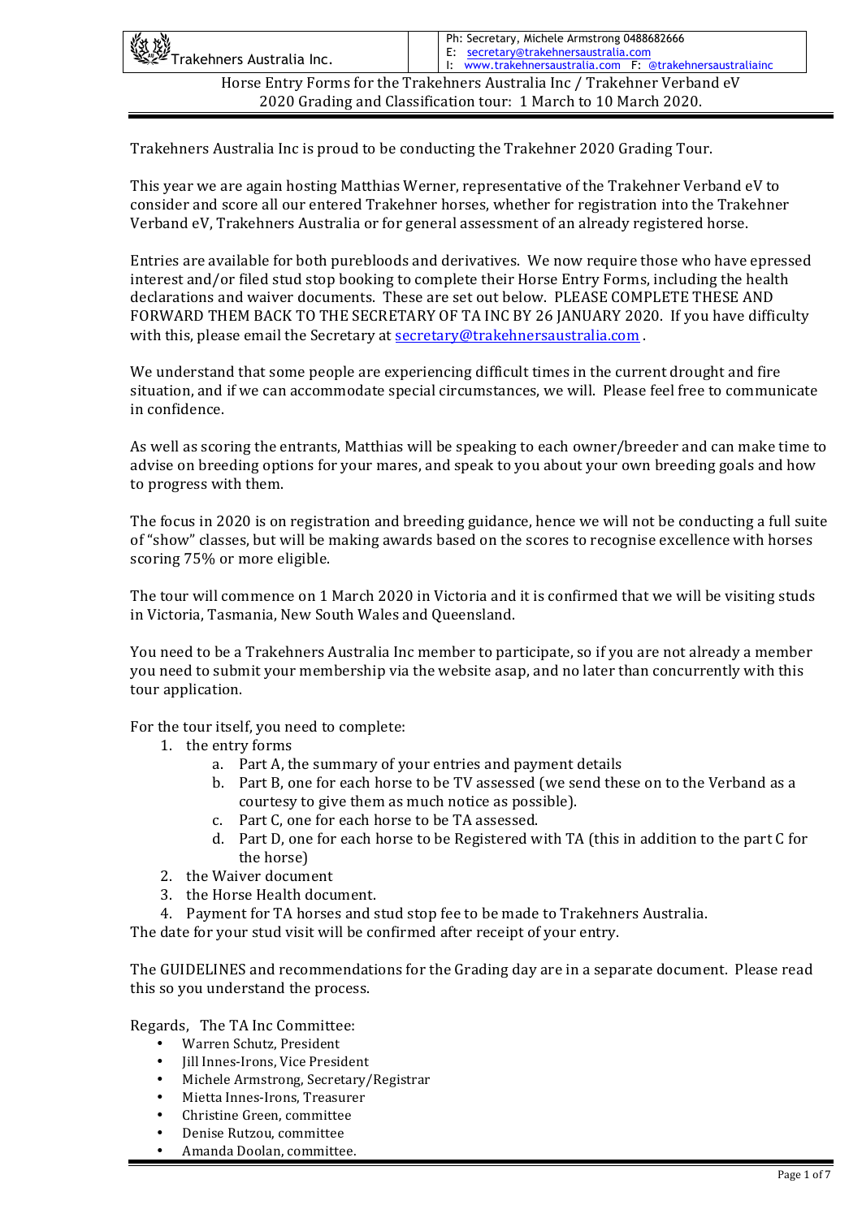Trakehners Australia Inc.

Ph: Secretary, Michele Armstrong 0488682666
E: secretary@trakehnersaustralia.com
I: www.trakehnersaustralia.com F: @trakehnersaustraliainc

Horse Entry Forms for the Trakehners Australia Inc / Trakehner Verband eV
2020 Grading and Classification tour: 1 March to 10 March 2020.

Trakehners Australia Inc is proud to be conducting the Trakehner 2020 Grading Tour.

This year we are again hosting Matthias Werner, representative of the Trakehner Verband eV to consider and score all our entered Trakehner horses, whether for registration into the Trakehner Verband eV, Trakehners Australia or for general assessment of an already registered horse.

Entries are available for both purebloods and derivatives. We now require those who have epressed interest and/or filed stud stop booking to complete their Horse Entry Forms, including the health declarations and waiver documents. These are set out below. PLEASE COMPLETE THESE AND FORWARD THEM BACK TO THE SECRETARY OF TA INC BY 26 JANUARY 2020. If you have difficulty with this, please email the Secretary at secretary@trakehnersaustralia.com .

We understand that some people are experiencing difficult times in the current drought and fire situation, and if we can accommodate special circumstances, we will. Please feel free to communicate in confidence.

As well as scoring the entrants, Matthias will be speaking to each owner/breeder and can make time to advise on breeding options for your mares, and speak to you about your own breeding goals and how to progress with them.

The focus in 2020 is on registration and breeding guidance, hence we will not be conducting a full suite of "show" classes, but will be making awards based on the scores to recognise excellence with horses scoring 75% or more eligible.

The tour will commence on 1 March 2020 in Victoria and it is confirmed that we will be visiting studs in Victoria, Tasmania, New South Wales and Queensland.

You need to be a Trakehners Australia Inc member to participate, so if you are not already a member you need to submit your membership via the website asap, and no later than concurrently with this tour application.

For the tour itself, you need to complete:

1. the entry forms
   a. Part A, the summary of your entries and payment details
   b. Part B, one for each horse to be TV assessed (we send these on to the Verband as a courtesy to give them as much notice as possible).
   c. Part C, one for each horse to be TA assessed.
   d. Part D, one for each horse to be Registered with TA (this in addition to the part C for the horse)
2. the Waiver document
3. the Horse Health document.
4. Payment for TA horses and stud stop fee to be made to Trakehners Australia.

The date for your stud visit will be confirmed after receipt of your entry.

The GUIDELINES and recommendations for the Grading day are in a separate document. Please read this so you understand the process.

Regards, The TA Inc Committee:

- Warren Schutz, President
- Jill Innes-Irons, Vice President
- Michele Armstrong, Secretary/Registrar
- Mietta Innes-Irons, Treasurer
- Christine Green, committee
- Denise Rutzou, committee
- Amanda Doolan, committee.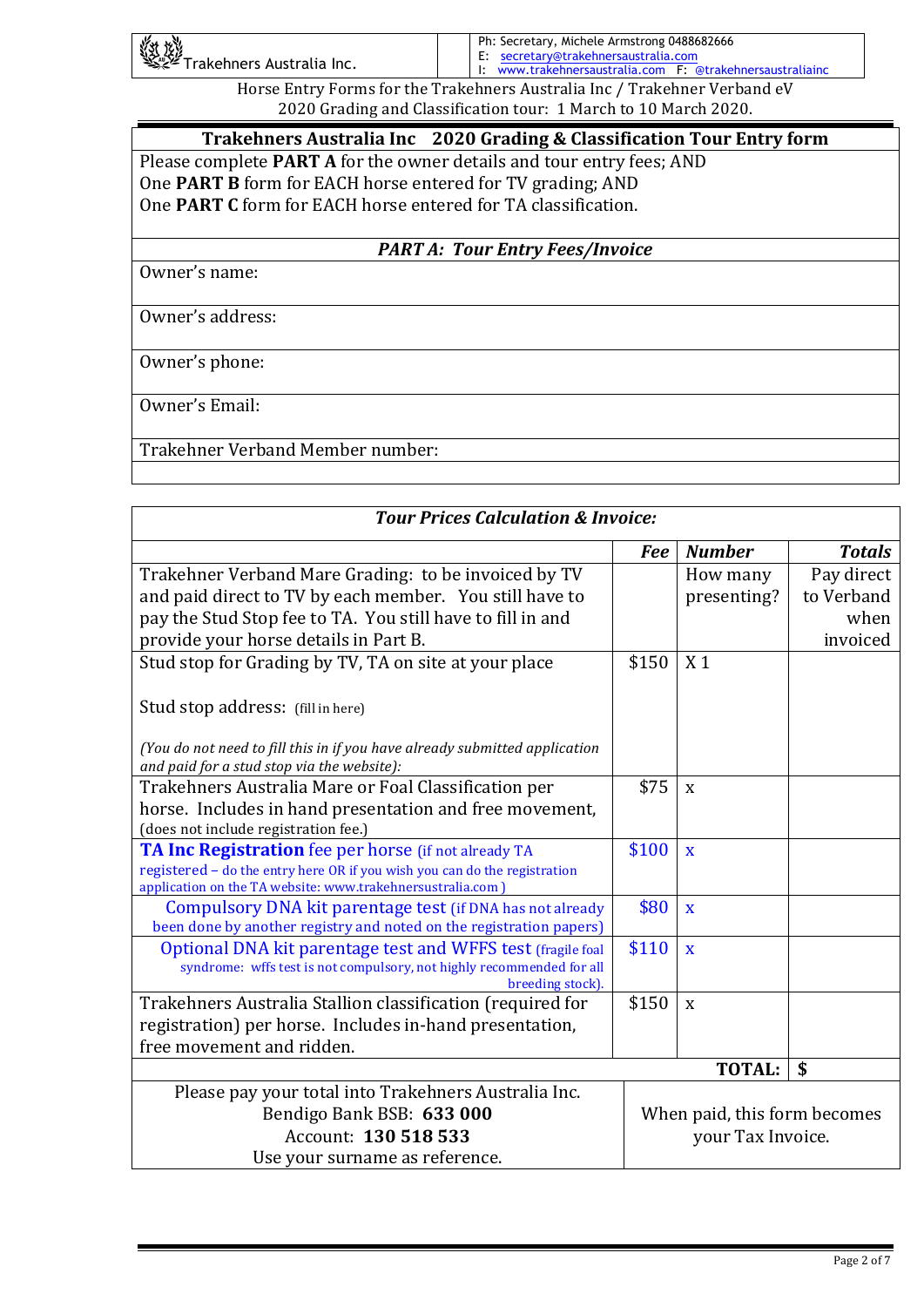Trakehners Australia Inc.

Ph: Secretary, Michele Armstrong 0488682666
E: secretary@trakehnersaustralia.com
I: www.trakehnersaustralia.com F: @trakehnersaustraliainc

Horse Entry Forms for the Trakehners Australia Inc / Trakehner Verband eV
2020 Grading and Classification tour: 1 March to 10 March 2020.

## Trakehners Australia Inc 2020 Grading & Classification Tour Entry form

Please complete **PART A** for the owner details and tour entry fees; AND
One **PART B** form for EACH horse entered for TV grading; AND
One **PART C** form for EACH horse entered for TA classification.

### *PART A: Tour Entry Fees/Invoice*

Owner's name:

Owner's address:

Owner's phone:

Owner's Email:

Trakehner Verband Member number:

### *Tour Prices Calculation & Invoice:*

| | *Fee* | *Number* | *Totals* |
|---|---|---|---|
| Trakehner Verband Mare Grading: to be invoiced by TV and paid direct to TV by each member. You still have to pay the Stud Stop fee to TA. You still have to fill in and provide your horse details in Part B. | | How many presenting? | Pay direct to Verband when invoiced |
| Stud stop for Grading by TV, TA on site at your place<br><br>Stud stop address: (fill in here)<br><br>*(You do not need to fill this in if you have already submitted application and paid for a stud stop via the website):* | $150 | X 1 | |
| Trakehners Australia Mare or Foal Classification per horse. Includes in hand presentation and free movement, (does not include registration fee.) | $75 | x | |
| **TA Inc Registration** fee per horse (if not already TA registered – do the entry here OR if you wish you can do the registration application on the TA website: www.trakehnersustralia.com ) | $100 | x | |
| Compulsory DNA kit parentage test (if DNA has not already been done by another registry and noted on the registration papers) | $80 | x | |
| Optional DNA kit parentage test and WFFS test (fragile foal syndrome: wffs test is not compulsory, not highly recommended for all breeding stock). | $110 | x | |
| Trakehners Australia Stallion classification (required for registration) per horse. Includes in-hand presentation, free movement and ridden. | $150 | x | |
| | | **TOTAL:** | **$** |

| | |
|---|---|
| Please pay your total into Trakehners Australia Inc.<br>Bendigo Bank BSB: **633 000**<br>Account: **130 518 533**<br>Use your surname as reference. | When paid, this form becomes your Tax Invoice. |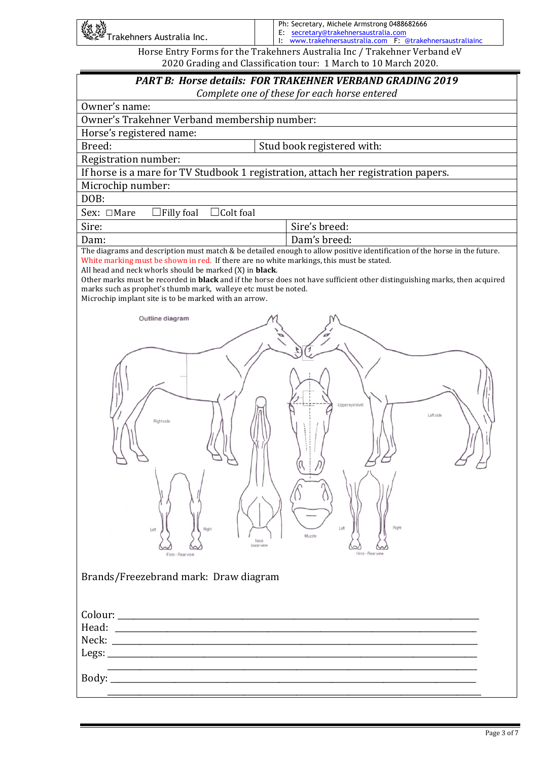Trakehners Australia Inc.

Ph: Secretary, Michele Armstrong 0488682666
E: secretary@trakehnersaustralia.com
I: www.trakehnersaustralia.com F: @trakehnersaustraliainc

Horse Entry Forms for the Trakehners Australia Inc / Trakehner Verband eV
2020 Grading and Classification tour: 1 March to 10 March 2020.

## *PART B: Horse details: FOR TRAKEHNER VERBAND GRADING 2019*

*Complete one of these for each horse entered*

| | |
|---|---|
| Owner's name: | |
| Owner's Trakehner Verband membership number: | |
| Horse's registered name: | |
| Breed: | Stud book registered with: |
| Registration number: | |
| If horse is a mare for TV Studbook 1 registration, attach her registration papers. | |
| Microchip number: | |
| DOB: | |
| Sex: ☐Mare ☐Filly foal ☐Colt foal | |
| Sire: | Sire's breed: |
| Dam: | Dam's breed: |

The diagrams and description must match & be detailed enough to allow positive identification of the horse in the future.
White marking must be shown in red. If there are no white markings, this must be stated.
All head and neck whorls should be marked (X) in **black**.
Other marks must be recorded in **black** and if the horse does not have sufficient other distinguishing marks, then acquired marks such as prophet's thumb mark, walleye etc must be noted.
Microchip implant site is to be marked with an arrow.

Outline diagram

Right side | Left side | Upper eye level | Neck lower view | Muzzle | Fore – Rear view (Left, Right) | Hind – Rear view (Left, Right)

Brands/Freezebrand mark: Draw diagram

Colour: ____________________

Head: ____________________

Neck: ____________________

Legs: ____________________

____________________

Body: ____________________

____________________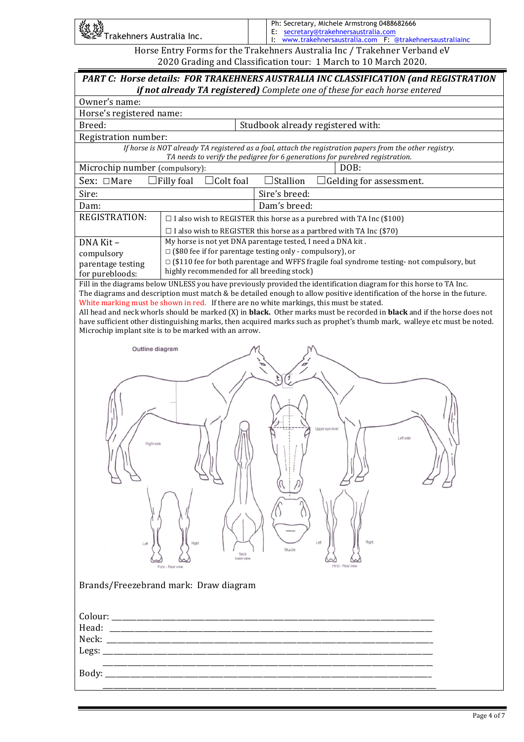Trakehners Australia Inc.

Ph: Secretary, Michele Armstrong 0488682666
E: secretary@trakehnersaustralia.com
I: www.trakehnersaustralia.com F: @trakehnersaustraliainc

Horse Entry Forms for the Trakehners Australia Inc / Trakehner Verband eV
2020 Grading and Classification tour: 1 March to 10 March 2020.

***PART C: Horse details: FOR TRAKEHNERS AUSTRALIA INC CLASSIFICATION (and REGISTRATION if not already TA registered)*** *Complete one of these for each horse entered*

| | |
|---|---|
| Owner's name: | |
| Horse's registered name: | |
| Breed: | Studbook already registered with: |
| Registration number: | |
| *If horse is NOT already TA registered as a foal, attach the registration papers from the other registry. TA needs to verify the pedigree for 6 generations for purebred registration.* | |
| Microchip number (compulsory): | DOB: |
| Sex: ☐Mare ☐Filly foal ☐Colt foal ☐Stallion ☐Gelding for assessment. | |
| Sire: | Sire's breed: |
| Dam: | Dam's breed: |
| REGISTRATION: | ☐ I also wish to REGISTER this horse as a purebred with TA Inc ($100)<br>☐ I also wish to REGISTER this horse as a partbred with TA Inc ($70) |
| DNA Kit – compulsory parentage testing for purebloods: | My horse is not yet DNA parentage tested, I need a DNA kit .<br>☐ ($80 fee if for parentage testing only - compulsory), or<br>☐ ($110 fee for both parentage and WFFS fragile foal syndrome testing- not compulsory, but highly recommended for all breeding stock) |

Fill in the diagrams below UNLESS you have previously provided the identification diagram for this horse to TA Inc.
The diagrams and description must match & be detailed enough to allow positive identification of the horse in the future.
White marking must be shown in red. If there are no white markings, this must be stated.
All head and neck whorls should be marked (X) in **black**. Other marks must be recorded in **black** and if the horse does not have sufficient other distinguishing marks, then acquired marks such as prophet's thumb mark, walleye etc must be noted.
Microchip implant site is to be marked with an arrow.

Outline diagram

Right side — Left side — Upper eye level — Neck lower view — Muzzle — Fore – Rear view (Left, Right) — Hind – Rear view (Left, Right)

Brands/Freezebrand mark: Draw diagram

Colour: ____________________________________________

Head: ____________________________________________

Neck: ____________________________________________

Legs: ____________________________________________

____________________________________________

Body: ____________________________________________

____________________________________________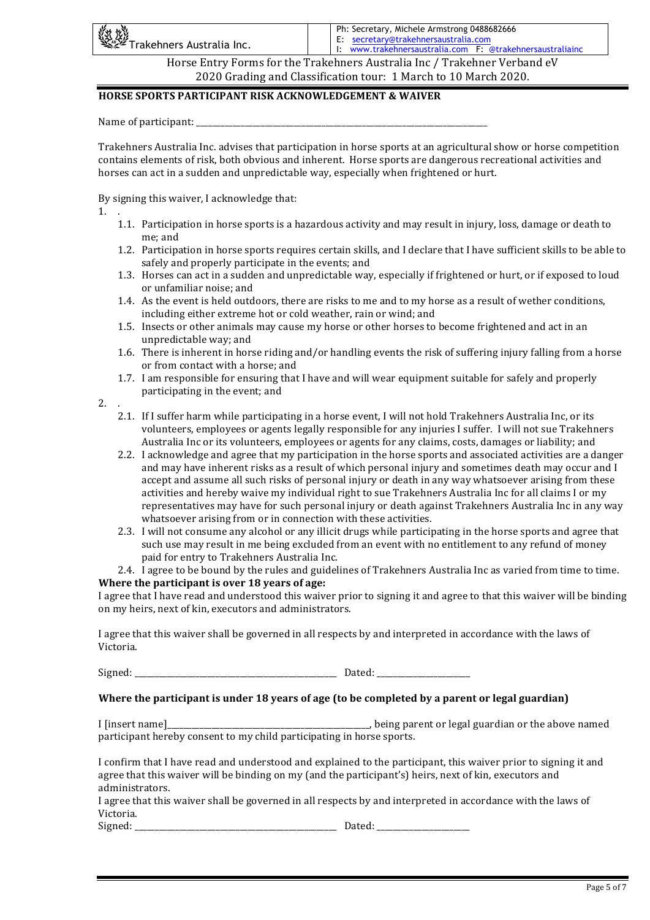Trakehners Australia Inc.

Ph: Secretary, Michele Armstrong 0488682666
E: secretary@trakehnersaustralia.com
I: www.trakehnersaustralia.com F: @trakehnersaustraliainc

Horse Entry Forms for the Trakehners Australia Inc / Trakehner Verband eV
2020 Grading and Classification tour: 1 March to 10 March 2020.

**HORSE SPORTS PARTICIPANT RISK ACKNOWLEDGEMENT & WAIVER**

Name of participant: ___________________________________________________________________________

Trakehners Australia Inc. advises that participation in horse sports at an agricultural show or horse competition contains elements of risk, both obvious and inherent. Horse sports are dangerous recreational activities and horses can act in a sudden and unpredictable way, especially when frightened or hurt.

By signing this waiver, I acknowledge that:

1. .
   1.1. Participation in horse sports is a hazardous activity and may result in injury, loss, damage or death to me; and
   1.2. Participation in horse sports requires certain skills, and I declare that I have sufficient skills to be able to safely and properly participate in the events; and
   1.3. Horses can act in a sudden and unpredictable way, especially if frightened or hurt, or if exposed to loud or unfamiliar noise; and
   1.4. As the event is held outdoors, there are risks to me and to my horse as a result of wether conditions, including either extreme hot or cold weather, rain or wind; and
   1.5. Insects or other animals may cause my horse or other horses to become frightened and act in an unpredictable way; and
   1.6. There is inherent in horse riding and/or handling events the risk of suffering injury falling from a horse or from contact with a horse; and
   1.7. I am responsible for ensuring that I have and will wear equipment suitable for safely and properly participating in the event; and
2. .
   2.1. If I suffer harm while participating in a horse event, I will not hold Trakehners Australia Inc, or its volunteers, employees or agents legally responsible for any injuries I suffer. I will not sue Trakehners Australia Inc or its volunteers, employees or agents for any claims, costs, damages or liability; and
   2.2. I acknowledge and agree that my participation in the horse sports and associated activities are a danger and may have inherent risks as a result of which personal injury and sometimes death may occur and I accept and assume all such risks of personal injury or death in any way whatsoever arising from these activities and hereby waive my individual right to sue Trakehners Australia Inc for all claims I or my representatives may have for such personal injury or death against Trakehners Australia Inc in any way whatsoever arising from or in connection with these activities.
   2.3. I will not consume any alcohol or any illicit drugs while participating in the horse sports and agree that such use may result in me being excluded from an event with no entitlement to any refund of money paid for entry to Trakehners Australia Inc.
   2.4. I agree to be bound by the rules and guidelines of Trakehners Australia Inc as varied from time to time.

**Where the participant is over 18 years of age:**

I agree that I have read and understood this waiver prior to signing it and agree to that this waiver will be binding on my heirs, next of kin, executors and administrators.

I agree that this waiver shall be governed in all respects by and interpreted in accordance with the laws of Victoria.

Signed: ____________________________________________ Dated: ____________________

**Where the participant is under 18 years of age (to be completed by a parent or legal guardian)**

I [insert name]_______________________________________________, being parent or legal guardian or the above named participant hereby consent to my child participating in horse sports.

I confirm that I have read and understood and explained to the participant, this waiver prior to signing it and agree that this waiver will be binding on my (and the participant's) heirs, next of kin, executors and administrators.

I agree that this waiver shall be governed in all respects by and interpreted in accordance with the laws of Victoria.

Signed: ____________________________________________ Dated: ____________________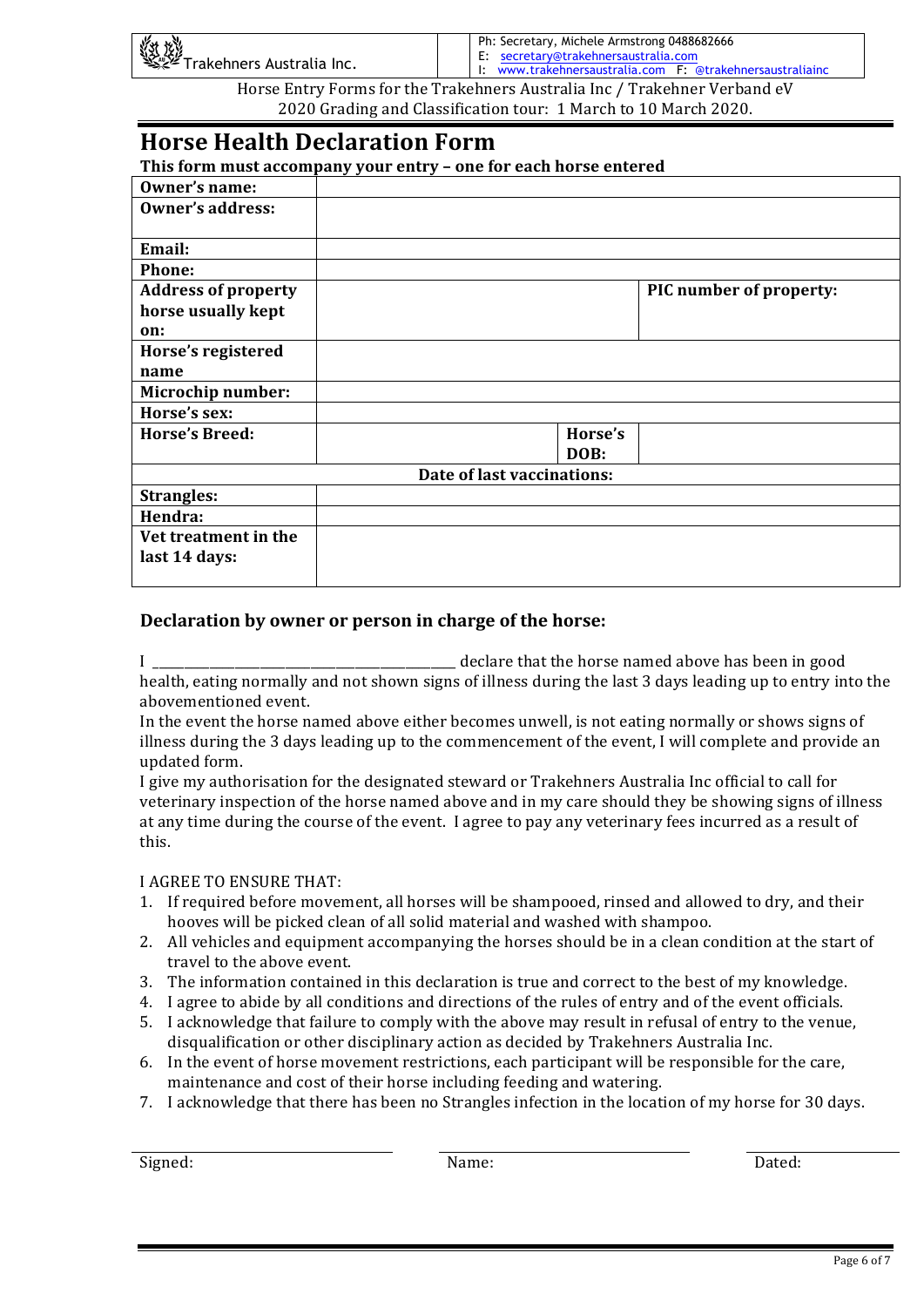Trakehners Australia Inc.

Ph: Secretary, Michele Armstrong 0488682666
E: secretary@trakehnersaustralia.com
I: www.trakehnersaustralia.com F: @trakehnersaustraliainc

Horse Entry Forms for the Trakehners Australia Inc / Trakehner Verband eV
2020 Grading and Classification tour: 1 March to 10 March 2020.

# Horse Health Declaration Form

**This form must accompany your entry – one for each horse entered**

| | | | |
|---|---|---|---|
| **Owner's name:** | | | |
| **Owner's address:** | | | |
| **Email:** | | | |
| **Phone:** | | | |
| **Address of property horse usually kept on:** | | **PIC number of property:** | |
| **Horse's registered name** | | | |
| **Microchip number:** | | | |
| **Horse's sex:** | | | |
| **Horse's Breed:** | | **Horse's DOB:** | |
| **Date of last vaccinations:** | | | |
| **Strangles:** | | | |
| **Hendra:** | | | |
| **Vet treatment in the last 14 days:** | | | |

## Declaration by owner or person in charge of the horse:

I ______________________________ declare that the horse named above has been in good health, eating normally and not shown signs of illness during the last 3 days leading up to entry into the abovementioned event.

In the event the horse named above either becomes unwell, is not eating normally or shows signs of illness during the 3 days leading up to the commencement of the event, I will complete and provide an updated form.

I give my authorisation for the designated steward or Trakehners Australia Inc official to call for veterinary inspection of the horse named above and in my care should they be showing signs of illness at any time during the course of the event. I agree to pay any veterinary fees incurred as a result of this.

I AGREE TO ENSURE THAT:

1. If required before movement, all horses will be shampooed, rinsed and allowed to dry, and their hooves will be picked clean of all solid material and washed with shampoo.
2. All vehicles and equipment accompanying the horses should be in a clean condition at the start of travel to the above event.
3. The information contained in this declaration is true and correct to the best of my knowledge.
4. I agree to abide by all conditions and directions of the rules of entry and of the event officials.
5. I acknowledge that failure to comply with the above may result in refusal of entry to the venue, disqualification or other disciplinary action as decided by Trakehners Australia Inc.
6. In the event of horse movement restrictions, each participant will be responsible for the care, maintenance and cost of their horse including feeding and watering.
7. I acknowledge that there has been no Strangles infection in the location of my horse for 30 days.

Signed: ____________________ Name: ____________________ Dated: ____________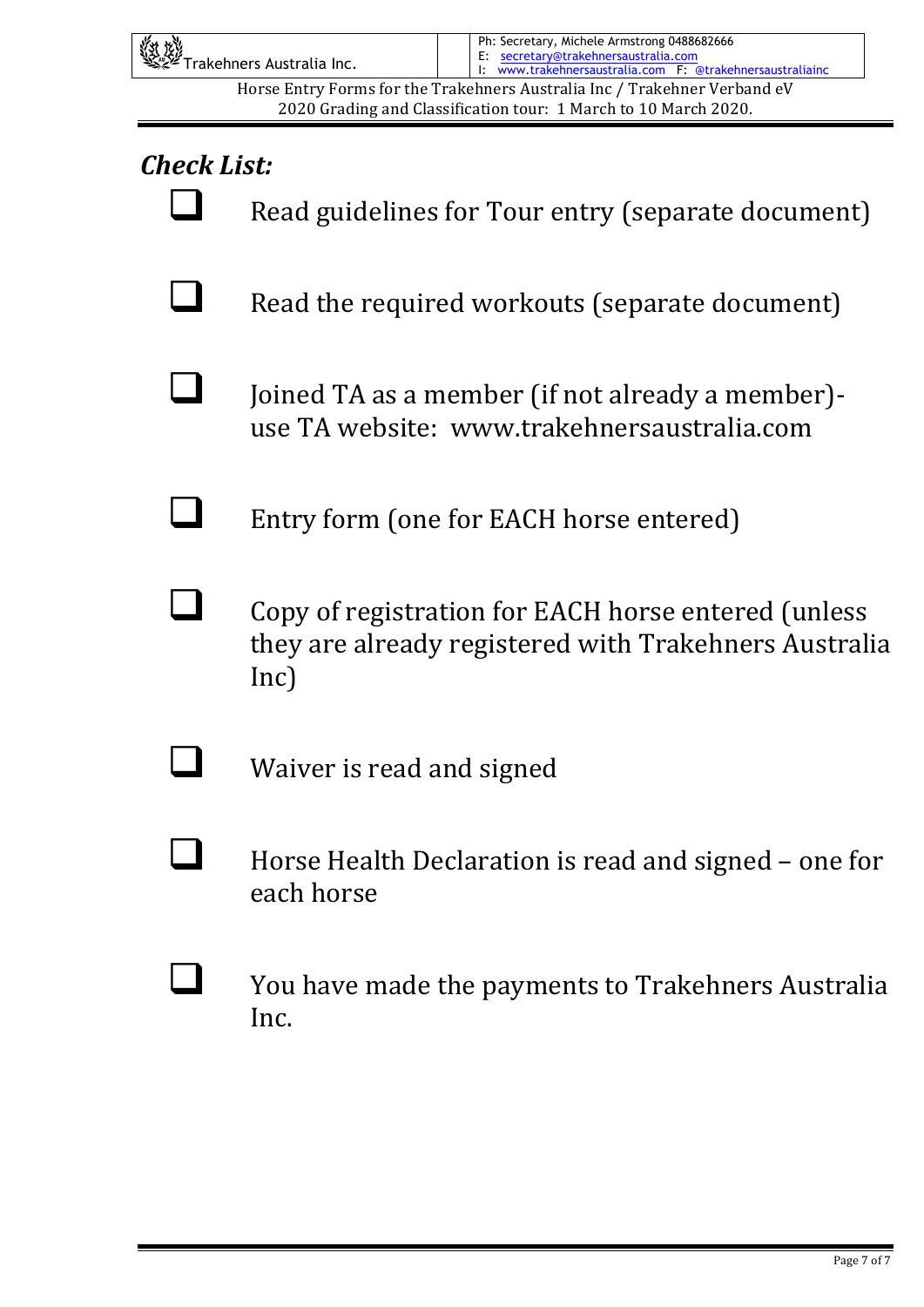## *Check List:*

- [ ] Read guidelines for Tour entry (separate document)
- [ ] Read the required workouts (separate document)
- [ ] Joined TA as a member (if not already a member)- use TA website: www.trakehnersaustralia.com
- [ ] Entry form (one for EACH horse entered)
- [ ] Copy of registration for EACH horse entered (unless they are already registered with Trakehners Australia Inc)
- [ ] Waiver is read and signed
- [ ] Horse Health Declaration is read and signed – one for each horse
- [ ] You have made the payments to Trakehners Australia Inc.